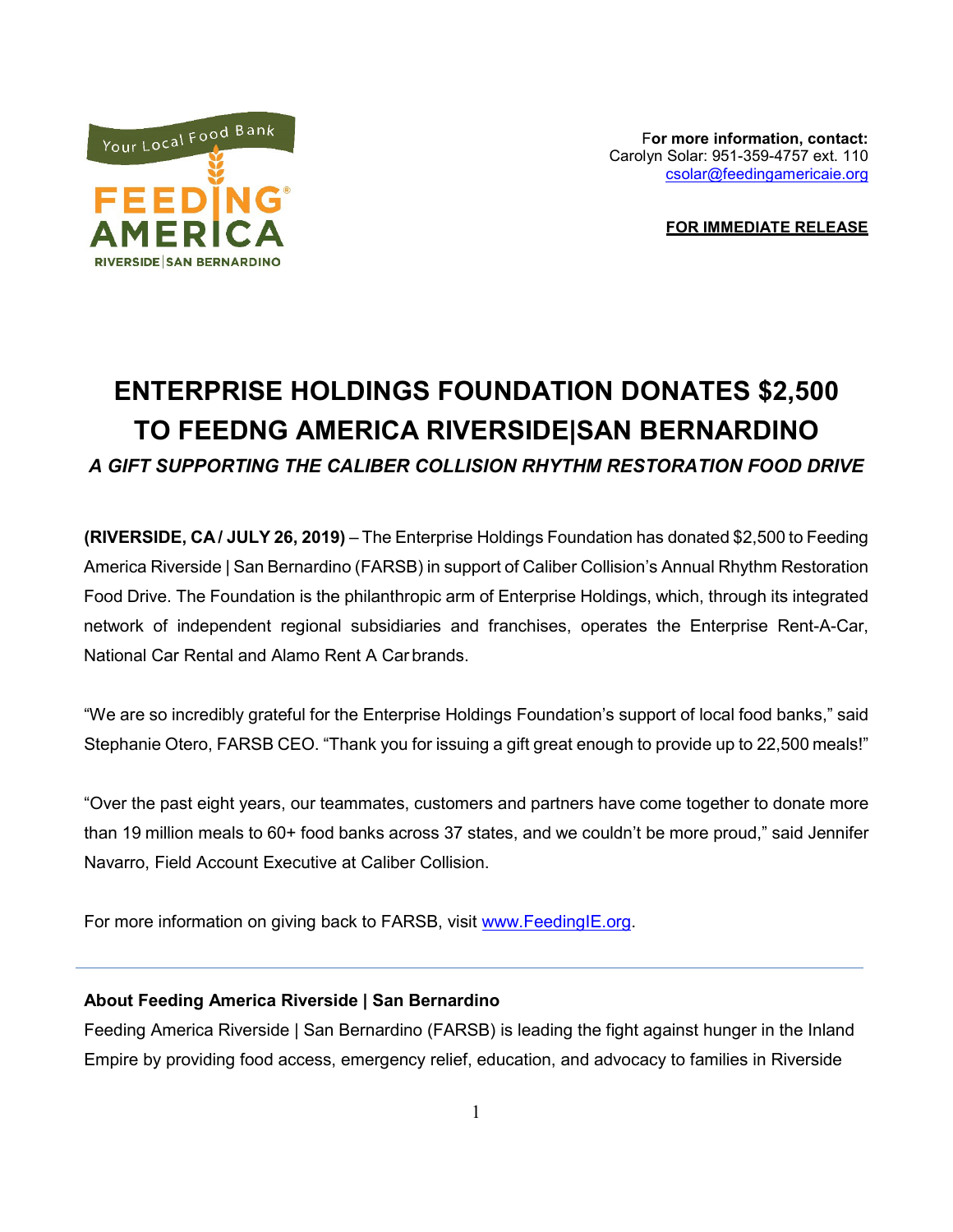Your Local Food Bank
FEEDING AMERICA
RIVERSIDE | SAN BERNARDINO

**For more information, contact:**
Carolyn Solar: 951-359-4757 ext. 110
csolar@feedingamericaie.org

**FOR IMMEDIATE RELEASE**

# ENTERPRISE HOLDINGS FOUNDATION DONATES $2,500 TO FEEDNG AMERICA RIVERSIDE|SAN BERNARDINO

***A GIFT SUPPORTING THE CALIBER COLLISION RHYTHM RESTORATION FOOD DRIVE***

**(RIVERSIDE, CA / JULY 26, 2019)** – The Enterprise Holdings Foundation has donated $2,500 to Feeding America Riverside | San Bernardino (FARSB) in support of Caliber Collision's Annual Rhythm Restoration Food Drive. The Foundation is the philanthropic arm of Enterprise Holdings, which, through its integrated network of independent regional subsidiaries and franchises, operates the Enterprise Rent-A-Car, National Car Rental and Alamo Rent A Car brands.

"We are so incredibly grateful for the Enterprise Holdings Foundation's support of local food banks," said Stephanie Otero, FARSB CEO. "Thank you for issuing a gift great enough to provide up to 22,500 meals!"

"Over the past eight years, our teammates, customers and partners have come together to donate more than 19 million meals to 60+ food banks across 37 states, and we couldn't be more proud," said Jennifer Navarro, Field Account Executive at Caliber Collision.

For more information on giving back to FARSB, visit www.FeedingIE.org.

---

**About Feeding America Riverside | San Bernardino**

Feeding America Riverside | San Bernardino (FARSB) is leading the fight against hunger in the Inland Empire by providing food access, emergency relief, education, and advocacy to families in Riverside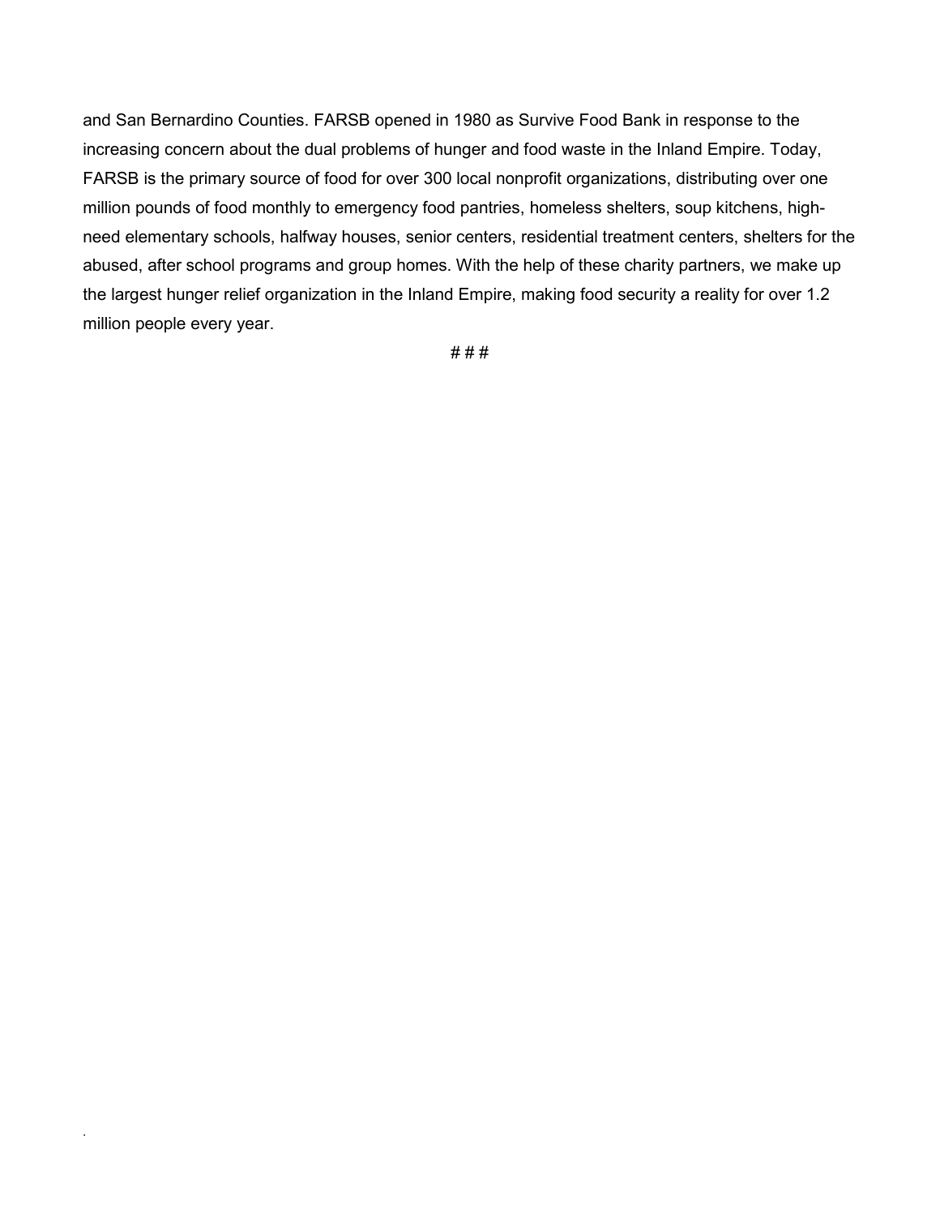and San Bernardino Counties. FARSB opened in 1980 as Survive Food Bank in response to the increasing concern about the dual problems of hunger and food waste in the Inland Empire. Today, FARSB is the primary source of food for over 300 local nonprofit organizations, distributing over one million pounds of food monthly to emergency food pantries, homeless shelters, soup kitchens, high-need elementary schools, halfway houses, senior centers, residential treatment centers, shelters for the abused, after school programs and group homes. With the help of these charity partners, we make up the largest hunger relief organization in the Inland Empire, making food security a reality for over 1.2 million people every year.

# # #